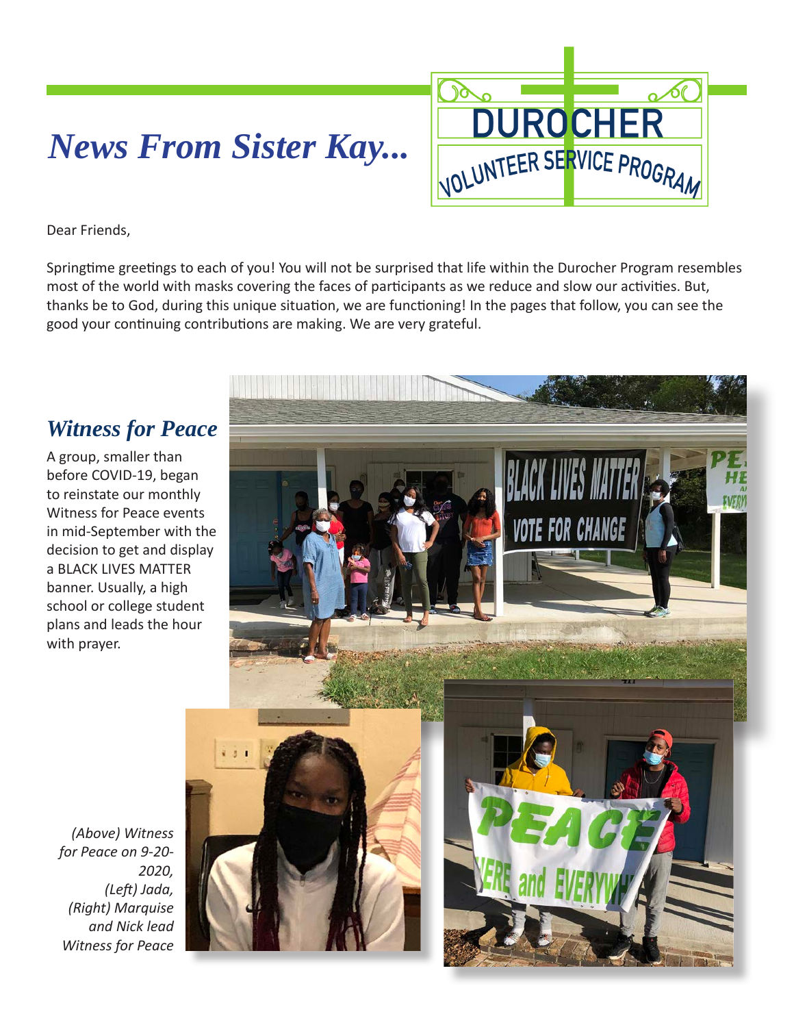# *News From Sister Kay...*

DUROCHER VOLUNTEER SERVICE PROGRAM

Dear Friends,

Springtime greetings to each of you! You will not be surprised that life within the Durocher Program resembles most of the world with masks covering the faces of participants as we reduce and slow our activities. But, thanks be to God, during this unique situation, we are functioning! In the pages that follow, you can see the good your continuing contributions are making. We are very grateful.

## *Witness for Peace*

A group, smaller than before COVID-19, began to reinstate our monthly Witness for Peace events in mid-September with the decision to get and display a BLACK LIVES MATTER banner. Usually, a high school or college student plans and leads the hour with prayer.

*(Above) Witness for Peace on 9-20-2020, (Left) Jada, (Right) Marquise and Nick lead Witness for Peace*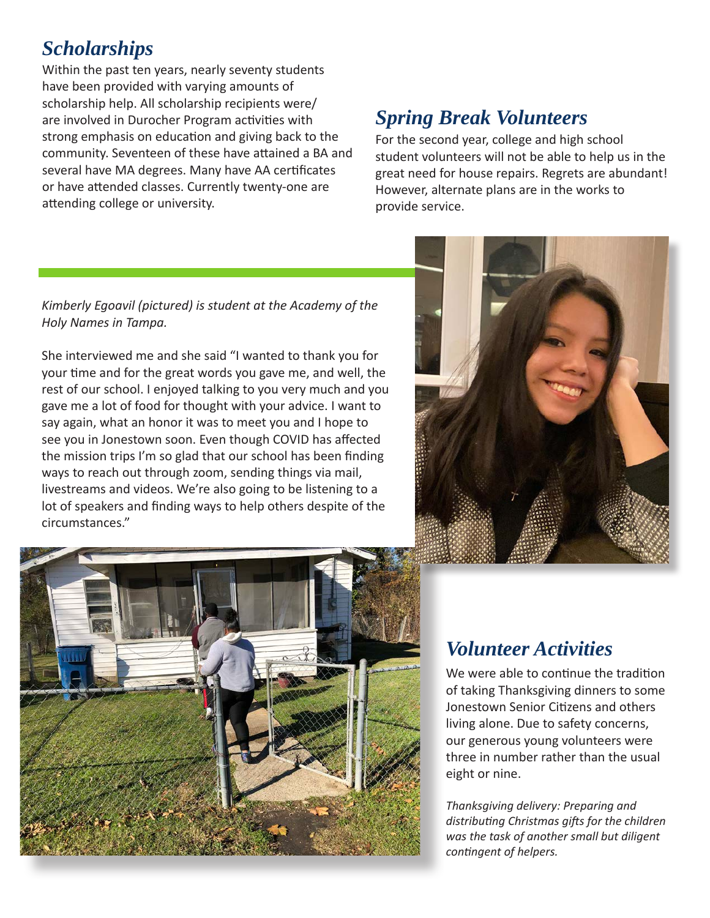## *Scholarships*

Within the past ten years, nearly seventy students have been provided with varying amounts of scholarship help. All scholarship recipients were/are involved in Durocher Program activities with strong emphasis on education and giving back to the community. Seventeen of these have attained a BA and several have MA degrees. Many have AA certificates or have attended classes. Currently twenty-one are attending college or university.

## *Spring Break Volunteers*

For the second year, college and high school student volunteers will not be able to help us in the great need for house repairs. Regrets are abundant! However, alternate plans are in the works to provide service.

*Kimberly Egoavil (pictured) is student at the Academy of the Holy Names in Tampa.*

She interviewed me and she said "I wanted to thank you for your time and for the great words you gave me, and well, the rest of our school. I enjoyed talking to you very much and you gave me a lot of food for thought with your advice. I want to say again, what an honor it was to meet you and I hope to see you in Jonestown soon. Even though COVID has affected the mission trips I'm so glad that our school has been finding ways to reach out through zoom, sending things via mail, livestreams and videos. We're also going to be listening to a lot of speakers and finding ways to help others despite of the circumstances."

## *Volunteer Activities*

We were able to continue the tradition of taking Thanksgiving dinners to some Jonestown Senior Citizens and others living alone. Due to safety concerns, our generous young volunteers were three in number rather than the usual eight or nine.

*Thanksgiving delivery: Preparing and distributing Christmas gifts for the children was the task of another small but diligent contingent of helpers.*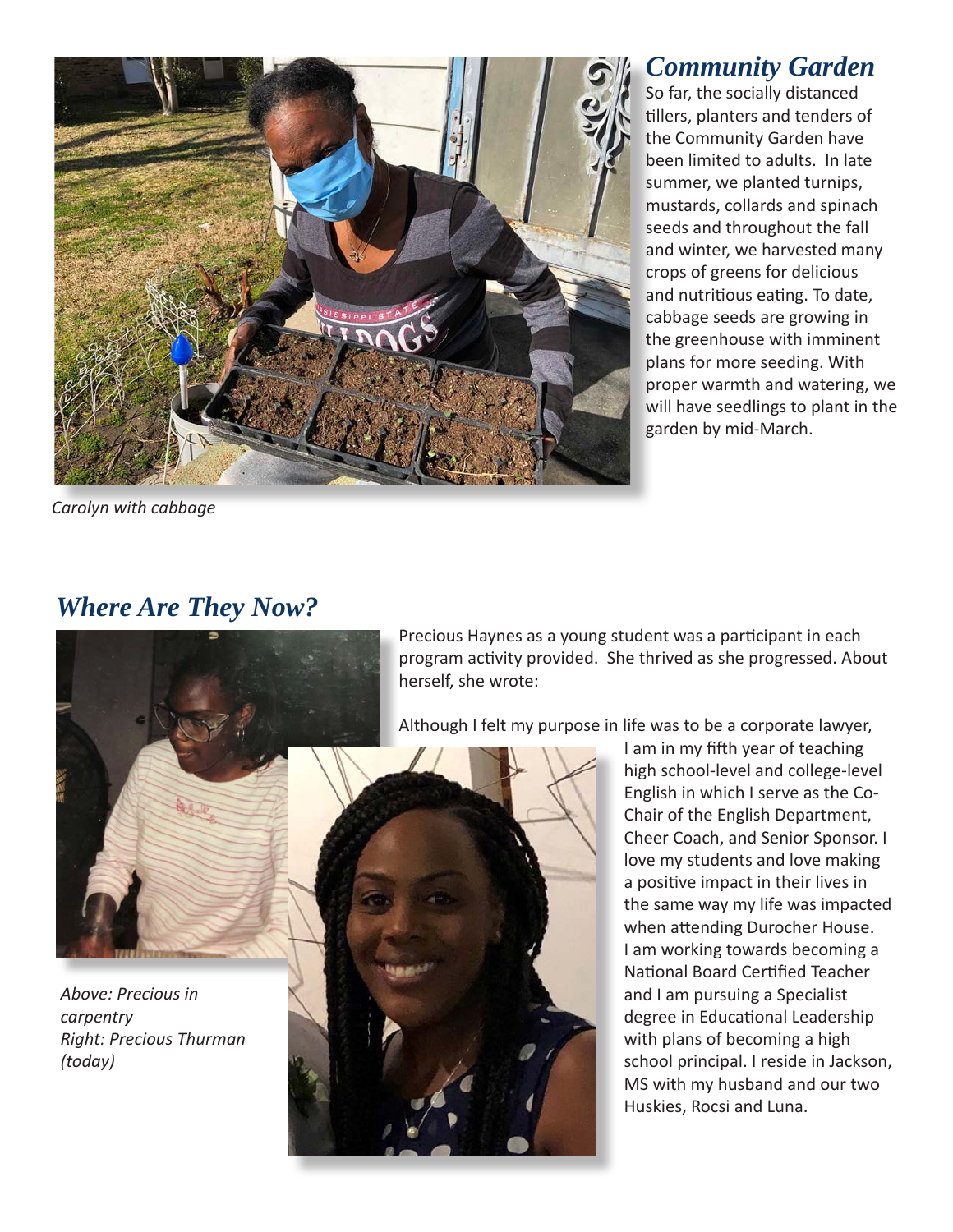## Community Garden

So far, the socially distanced tillers, planters and tenders of the Community Garden have been limited to adults. In late summer, we planted turnips, mustards, collards and spinach seeds and throughout the fall and winter, we harvested many crops of greens for delicious and nutritious eating. To date, cabbage seeds are growing in the greenhouse with imminent plans for more seeding. With proper warmth and watering, we will have seedlings to plant in the garden by mid-March.

*Carolyn with cabbage*

## Where Are They Now?

Precious Haynes as a young student was a participant in each program activity provided. She thrived as she progressed. About herself, she wrote:

Although I felt my purpose in life was to be a corporate lawyer, I am in my fifth year of teaching high school-level and college-level English in which I serve as the Co-Chair of the English Department, Cheer Coach, and Senior Sponsor. I love my students and love making a positive impact in their lives in the same way my life was impacted when attending Durocher House. I am working towards becoming a National Board Certified Teacher and I am pursuing a Specialist degree in Educational Leadership with plans of becoming a high school principal. I reside in Jackson, MS with my husband and our two Huskies, Rocsi and Luna.

*Above: Precious in carpentry*
*Right: Precious Thurman (today)*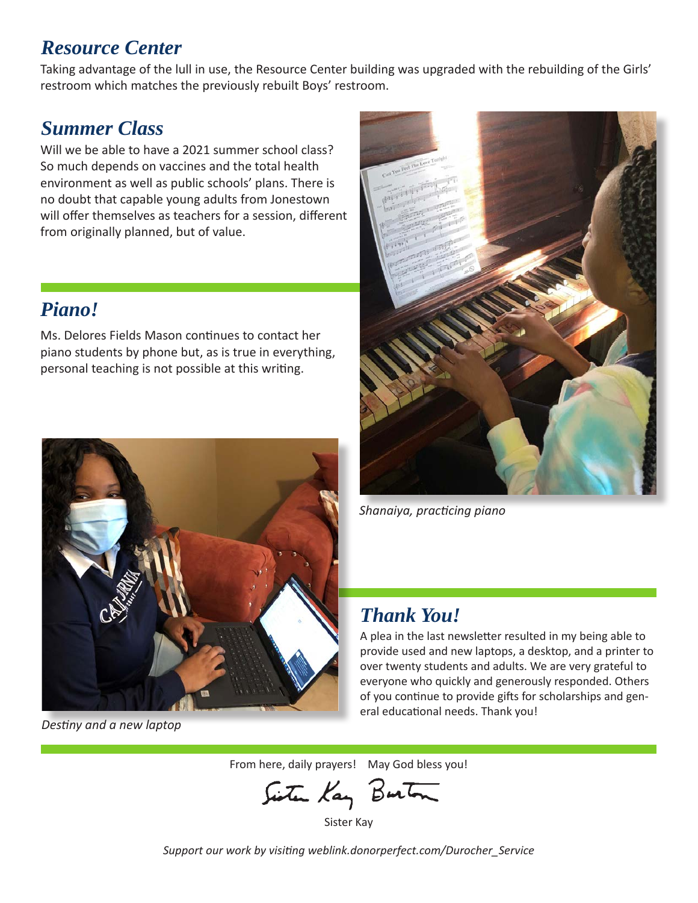## *Resource Center*

Taking advantage of the lull in use, the Resource Center building was upgraded with the rebuilding of the Girls' restroom which matches the previously rebuilt Boys' restroom.

## *Summer Class*

Will we be able to have a 2021 summer school class? So much depends on vaccines and the total health environment as well as public schools' plans. There is no doubt that capable young adults from Jonestown will offer themselves as teachers for a session, different from originally planned, but of value.

## *Piano!*

Ms. Delores Fields Mason continues to contact her piano students by phone but, as is true in everything, personal teaching is not possible at this writing.

*Shanaiya, practicing piano*

*Destiny and a new laptop*

## *Thank You!*

A plea in the last newsletter resulted in my being able to provide used and new laptops, a desktop, and a printer to over twenty students and adults. We are very grateful to everyone who quickly and generously responded. Others of you continue to provide gifts for scholarships and general educational needs. Thank you!

From here, daily prayers! May God bless you!

Sister Kay Burton

Sister Kay

*Support our work by visiting weblink.donorperfect.com/Durocher_Service*